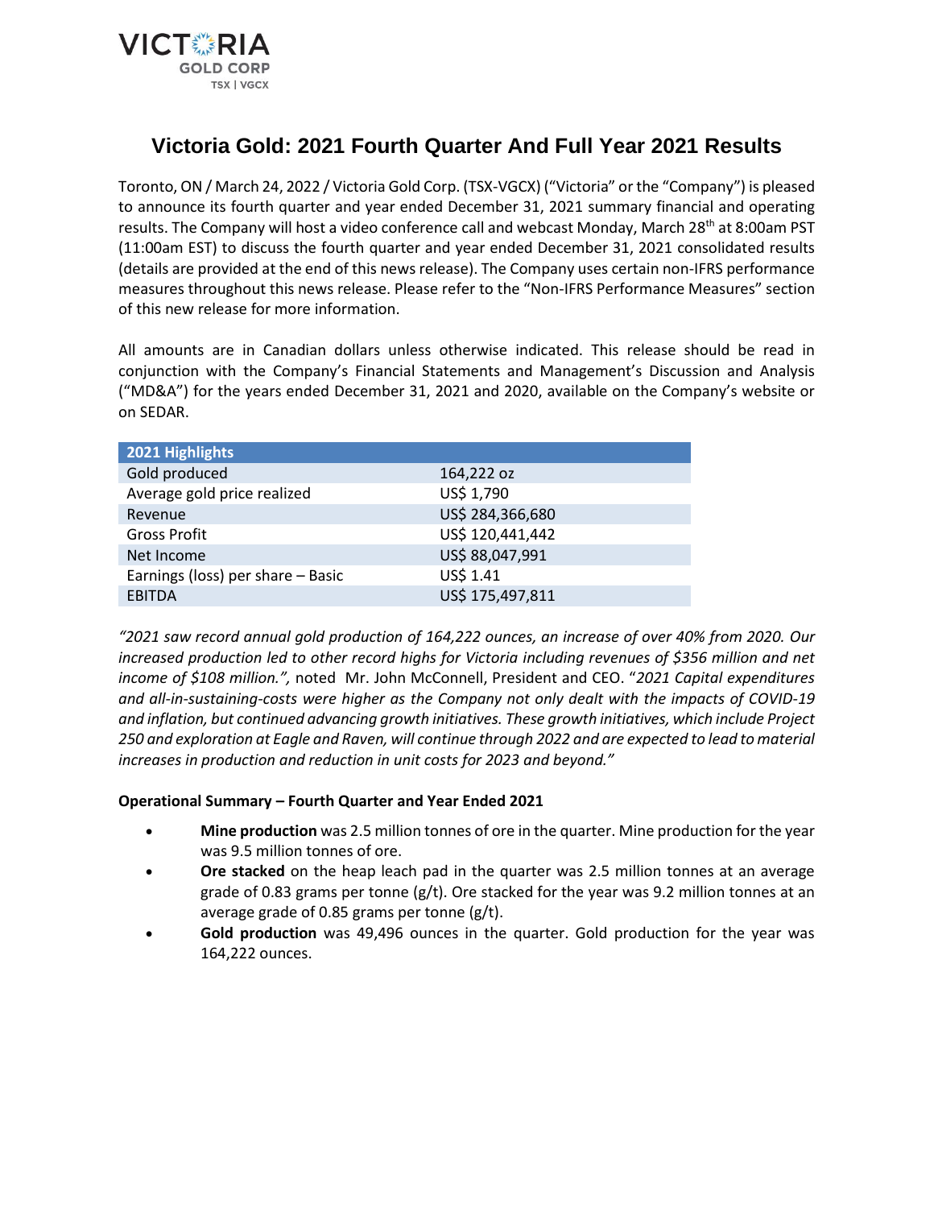# Victoria Gold: 2021 Fourth Quarter And Full Year 2021 Results

Toronto, ON / March 24, 2022 / Victoria Gold Corp. (TSX-VGCX) ("Victoria" or the "Company") is pleased to announce its fourth quarter and year ended December 31, 2021 summary financial and operating results. The Company will host a video conference call and webcast Monday, March 28th at 8:00am PST (11:00am EST) to discuss the fourth quarter and year ended December 31, 2021 consolidated results (details are provided at the end of this news release). The Company uses certain non-IFRS performance measures throughout this news release. Please refer to the "Non-IFRS Performance Measures" section of this new release for more information.

All amounts are in Canadian dollars unless otherwise indicated. This release should be read in conjunction with the Company's Financial Statements and Management's Discussion and Analysis ("MD&A") for the years ended December 31, 2021 and 2020, available on the Company's website or on SEDAR.

| 2021 Highlights | |
|---|---|
| Gold produced | 164,222 oz |
| Average gold price realized | US$ 1,790 |
| Revenue | US$ 284,366,680 |
| Gross Profit | US$ 120,441,442 |
| Net Income | US$ 88,047,991 |
| Earnings (loss) per share – Basic | US$ 1.41 |
| EBITDA | US$ 175,497,811 |

*"2021 saw record annual gold production of 164,222 ounces, an increase of over 40% from 2020. Our increased production led to other record highs for Victoria including revenues of $356 million and net income of $108 million.",* noted Mr. John McConnell, President and CEO. "*2021 Capital expenditures and all-in-sustaining-costs were higher as the Company not only dealt with the impacts of COVID-19 and inflation, but continued advancing growth initiatives. These growth initiatives, which include Project 250 and exploration at Eagle and Raven, will continue through 2022 and are expected to lead to material increases in production and reduction in unit costs for 2023 and beyond."*

**Operational Summary – Fourth Quarter and Year Ended 2021**

- **Mine production** was 2.5 million tonnes of ore in the quarter. Mine production for the year was 9.5 million tonnes of ore.
- **Ore stacked** on the heap leach pad in the quarter was 2.5 million tonnes at an average grade of 0.83 grams per tonne (g/t). Ore stacked for the year was 9.2 million tonnes at an average grade of 0.85 grams per tonne (g/t).
- **Gold production** was 49,496 ounces in the quarter. Gold production for the year was 164,222 ounces.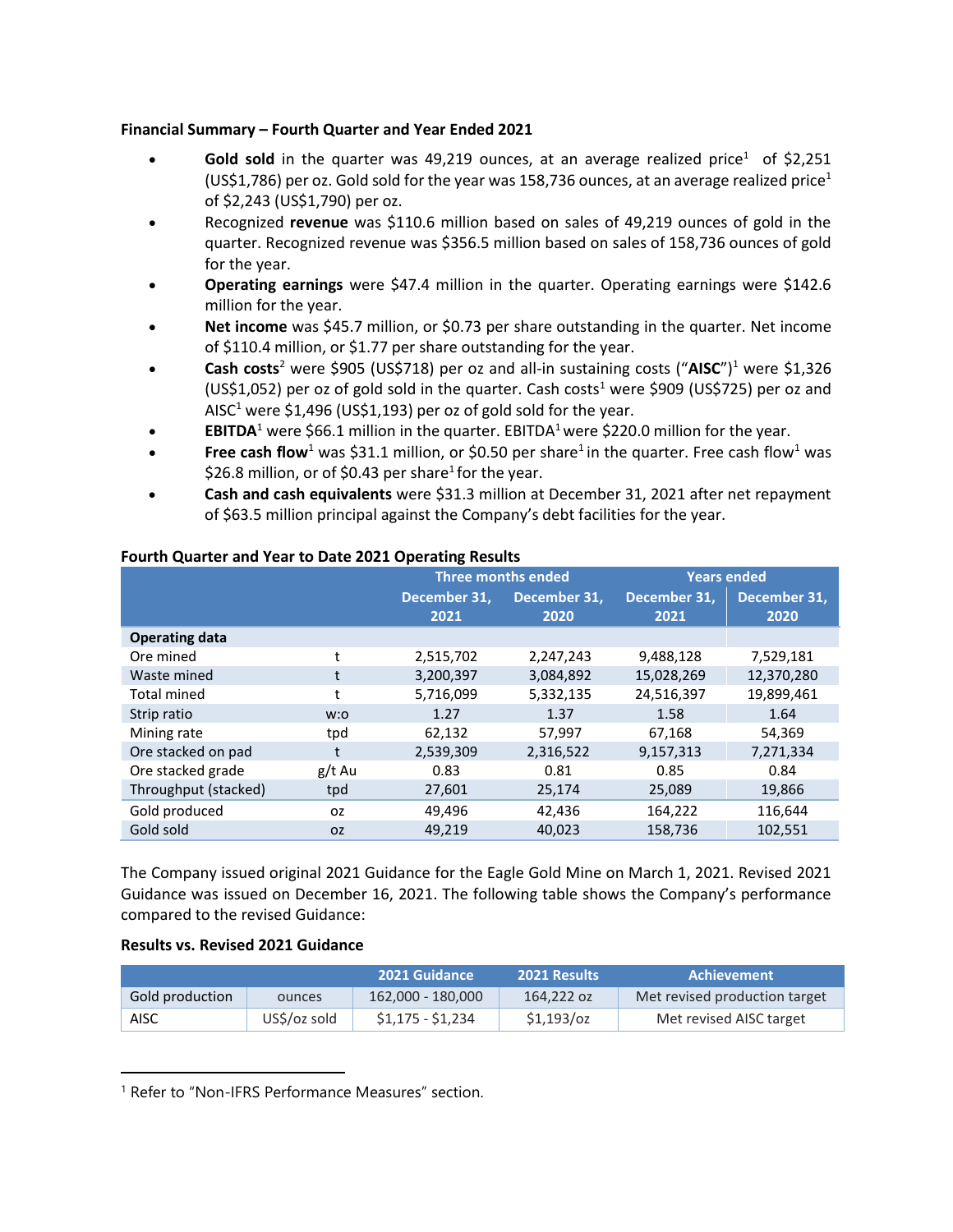**Financial Summary – Fourth Quarter and Year Ended 2021**

- **Gold sold** in the quarter was 49,219 ounces, at an average realized price[1] of $2,251 (US$1,786) per oz. Gold sold for the year was 158,736 ounces, at an average realized price[1] of $2,243 (US$1,790) per oz.
- Recognized **revenue** was $110.6 million based on sales of 49,219 ounces of gold in the quarter. Recognized revenue was $356.5 million based on sales of 158,736 ounces of gold for the year.
- **Operating earnings** were $47.4 million in the quarter. Operating earnings were $142.6 million for the year.
- **Net income** was $45.7 million, or $0.73 per share outstanding in the quarter. Net income of $110.4 million, or $1.77 per share outstanding for the year.
- **Cash costs**[2] were $905 (US$718) per oz and all-in sustaining costs ("**AISC**")[1] were $1,326 (US$1,052) per oz of gold sold in the quarter. Cash costs[1] were $909 (US$725) per oz and AISC[1] were $1,496 (US$1,193) per oz of gold sold for the year.
- **EBITDA**[1] were $66.1 million in the quarter. EBITDA[1] were $220.0 million for the year.
- **Free cash flow**[1] was $31.1 million, or $0.50 per share[1] in the quarter. Free cash flow[1] was $26.8 million, or of $0.43 per share[1] for the year.
- **Cash and cash equivalents** were $31.3 million at December 31, 2021 after net repayment of $63.5 million principal against the Company's debt facilities for the year.

**Fourth Quarter and Year to Date 2021 Operating Results**

| | | Three months ended | | Years ended | |
|---|---|---|---|---|---|
| | | December 31, 2021 | December 31, 2020 | December 31, 2021 | December 31, 2020 |
| **Operating data** | | | | | |
| Ore mined | t | 2,515,702 | 2,247,243 | 9,488,128 | 7,529,181 |
| Waste mined | t | 3,200,397 | 3,084,892 | 15,028,269 | 12,370,280 |
| Total mined | t | 5,716,099 | 5,332,135 | 24,516,397 | 19,899,461 |
| Strip ratio | w:o | 1.27 | 1.37 | 1.58 | 1.64 |
| Mining rate | tpd | 62,132 | 57,997 | 67,168 | 54,369 |
| Ore stacked on pad | t | 2,539,309 | 2,316,522 | 9,157,313 | 7,271,334 |
| Ore stacked grade | g/t Au | 0.83 | 0.81 | 0.85 | 0.84 |
| Throughput (stacked) | tpd | 27,601 | 25,174 | 25,089 | 19,866 |
| Gold produced | oz | 49,496 | 42,436 | 164,222 | 116,644 |
| Gold sold | oz | 49,219 | 40,023 | 158,736 | 102,551 |

The Company issued original 2021 Guidance for the Eagle Gold Mine on March 1, 2021. Revised 2021 Guidance was issued on December 16, 2021. The following table shows the Company's performance compared to the revised Guidance:

**Results vs. Revised 2021 Guidance**

| | | 2021 Guidance | 2021 Results | Achievement |
|---|---|---|---|---|
| Gold production | ounces | 162,000 - 180,000 | 164,222 oz | Met revised production target |
| AISC | US$/oz sold | $1,175 - $1,234 | $1,193/oz | Met revised AISC target |

[1] Refer to "Non-IFRS Performance Measures" section.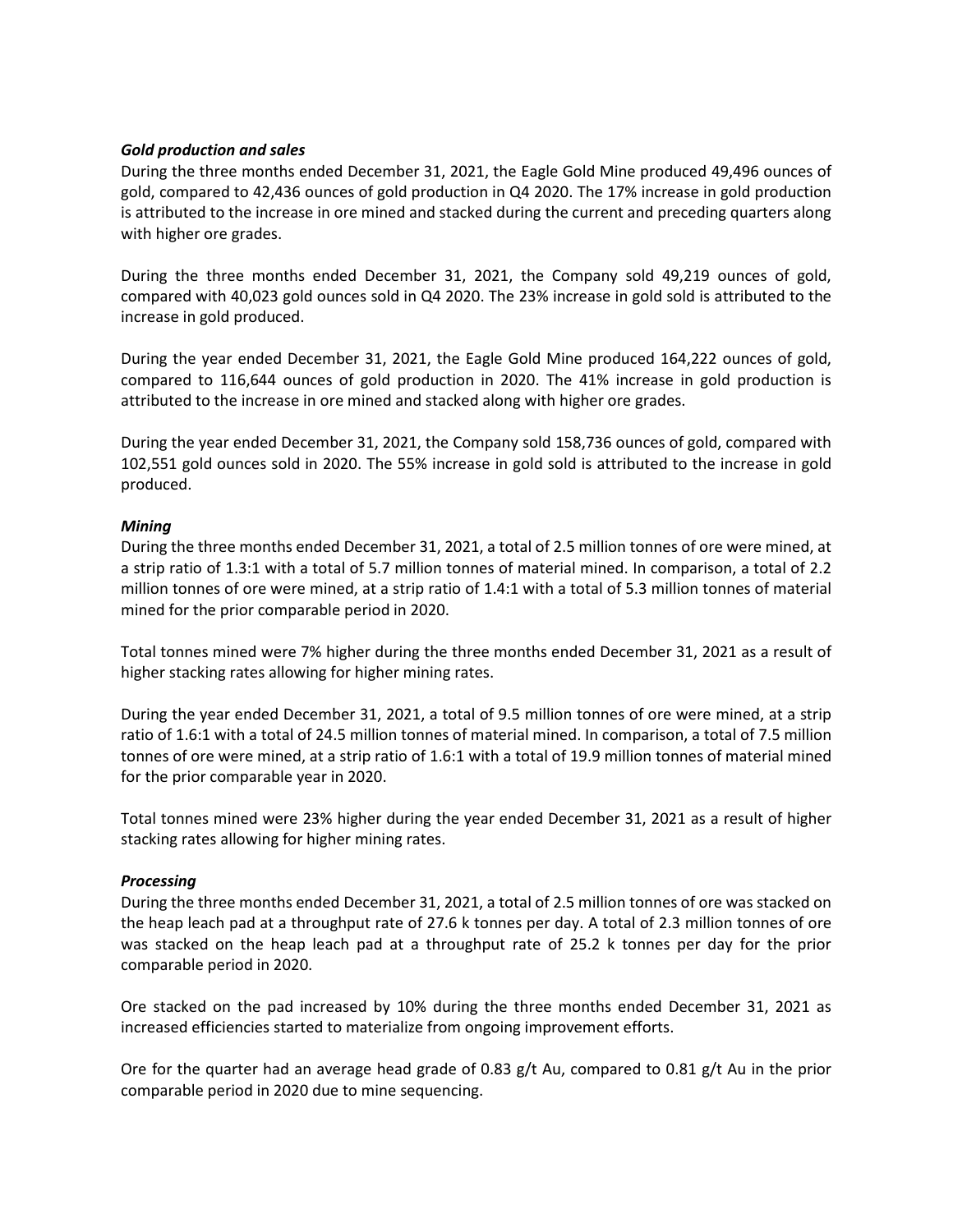***Gold production and sales***

During the three months ended December 31, 2021, the Eagle Gold Mine produced 49,496 ounces of gold, compared to 42,436 ounces of gold production in Q4 2020. The 17% increase in gold production is attributed to the increase in ore mined and stacked during the current and preceding quarters along with higher ore grades.

During the three months ended December 31, 2021, the Company sold 49,219 ounces of gold, compared with 40,023 gold ounces sold in Q4 2020. The 23% increase in gold sold is attributed to the increase in gold produced.

During the year ended December 31, 2021, the Eagle Gold Mine produced 164,222 ounces of gold, compared to 116,644 ounces of gold production in 2020. The 41% increase in gold production is attributed to the increase in ore mined and stacked along with higher ore grades.

During the year ended December 31, 2021, the Company sold 158,736 ounces of gold, compared with 102,551 gold ounces sold in 2020. The 55% increase in gold sold is attributed to the increase in gold produced.

***Mining***

During the three months ended December 31, 2021, a total of 2.5 million tonnes of ore were mined, at a strip ratio of 1.3:1 with a total of 5.7 million tonnes of material mined. In comparison, a total of 2.2 million tonnes of ore were mined, at a strip ratio of 1.4:1 with a total of 5.3 million tonnes of material mined for the prior comparable period in 2020.

Total tonnes mined were 7% higher during the three months ended December 31, 2021 as a result of higher stacking rates allowing for higher mining rates.

During the year ended December 31, 2021, a total of 9.5 million tonnes of ore were mined, at a strip ratio of 1.6:1 with a total of 24.5 million tonnes of material mined. In comparison, a total of 7.5 million tonnes of ore were mined, at a strip ratio of 1.6:1 with a total of 19.9 million tonnes of material mined for the prior comparable year in 2020.

Total tonnes mined were 23% higher during the year ended December 31, 2021 as a result of higher stacking rates allowing for higher mining rates.

***Processing***

During the three months ended December 31, 2021, a total of 2.5 million tonnes of ore was stacked on the heap leach pad at a throughput rate of 27.6 k tonnes per day. A total of 2.3 million tonnes of ore was stacked on the heap leach pad at a throughput rate of 25.2 k tonnes per day for the prior comparable period in 2020.

Ore stacked on the pad increased by 10% during the three months ended December 31, 2021 as increased efficiencies started to materialize from ongoing improvement efforts.

Ore for the quarter had an average head grade of 0.83 g/t Au, compared to 0.81 g/t Au in the prior comparable period in 2020 due to mine sequencing.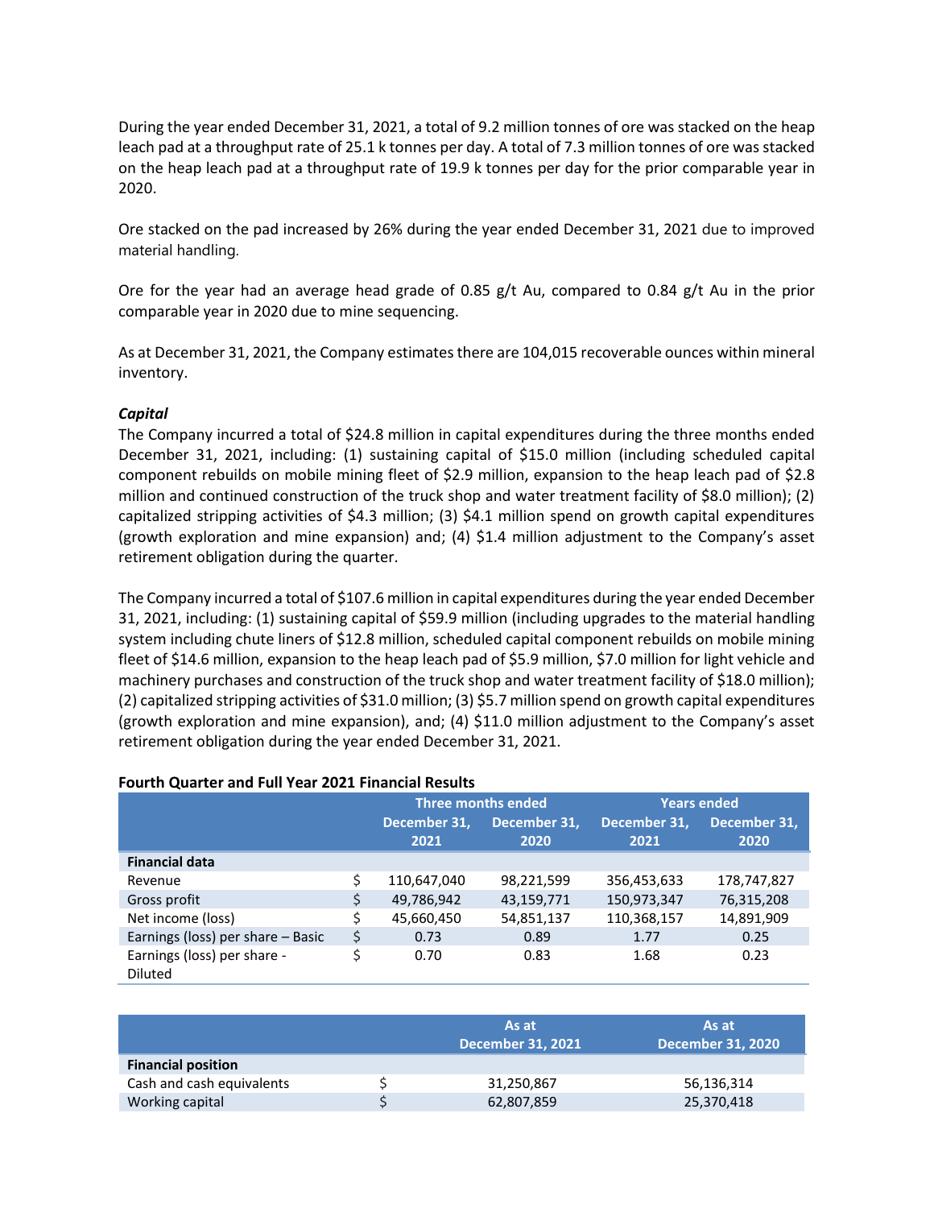During the year ended December 31, 2021, a total of 9.2 million tonnes of ore was stacked on the heap leach pad at a throughput rate of 25.1 k tonnes per day. A total of 7.3 million tonnes of ore was stacked on the heap leach pad at a throughput rate of 19.9 k tonnes per day for the prior comparable year in 2020.

Ore stacked on the pad increased by 26% during the year ended December 31, 2021 due to improved material handling.

Ore for the year had an average head grade of 0.85 g/t Au, compared to 0.84 g/t Au in the prior comparable year in 2020 due to mine sequencing.

As at December 31, 2021, the Company estimates there are 104,015 recoverable ounces within mineral inventory.

***Capital***

The Company incurred a total of $24.8 million in capital expenditures during the three months ended December 31, 2021, including: (1) sustaining capital of $15.0 million (including scheduled capital component rebuilds on mobile mining fleet of $2.9 million, expansion to the heap leach pad of $2.8 million and continued construction of the truck shop and water treatment facility of $8.0 million); (2) capitalized stripping activities of $4.3 million; (3) $4.1 million spend on growth capital expenditures (growth exploration and mine expansion) and; (4) $1.4 million adjustment to the Company's asset retirement obligation during the quarter.

The Company incurred a total of $107.6 million in capital expenditures during the year ended December 31, 2021, including: (1) sustaining capital of $59.9 million (including upgrades to the material handling system including chute liners of $12.8 million, scheduled capital component rebuilds on mobile mining fleet of $14.6 million, expansion to the heap leach pad of $5.9 million, $7.0 million for light vehicle and machinery purchases and construction of the truck shop and water treatment facility of $18.0 million); (2) capitalized stripping activities of $31.0 million; (3) $5.7 million spend on growth capital expenditures (growth exploration and mine expansion), and; (4) $11.0 million adjustment to the Company's asset retirement obligation during the year ended December 31, 2021.

**Fourth Quarter and Full Year 2021 Financial Results**

| | | Three months ended | | Years ended | |
|---|---|---|---|---|---|
| | | December 31, 2021 | December 31, 2020 | December 31, 2021 | December 31, 2020 |
| **Financial data** | | | | | |
| Revenue | $ | 110,647,040 | 98,221,599 | 356,453,633 | 178,747,827 |
| Gross profit | $ | 49,786,942 | 43,159,771 | 150,973,347 | 76,315,208 |
| Net income (loss) | $ | 45,660,450 | 54,851,137 | 110,368,157 | 14,891,909 |
| Earnings (loss) per share – Basic | $ | 0.73 | 0.89 | 1.77 | 0.25 |
| Earnings (loss) per share - Diluted | $ | 0.70 | 0.83 | 1.68 | 0.23 |

| | | As at December 31, 2021 | As at December 31, 2020 |
|---|---|---|---|
| **Financial position** | | | |
| Cash and cash equivalents | $ | 31,250,867 | 56,136,314 |
| Working capital | $ | 62,807,859 | 25,370,418 |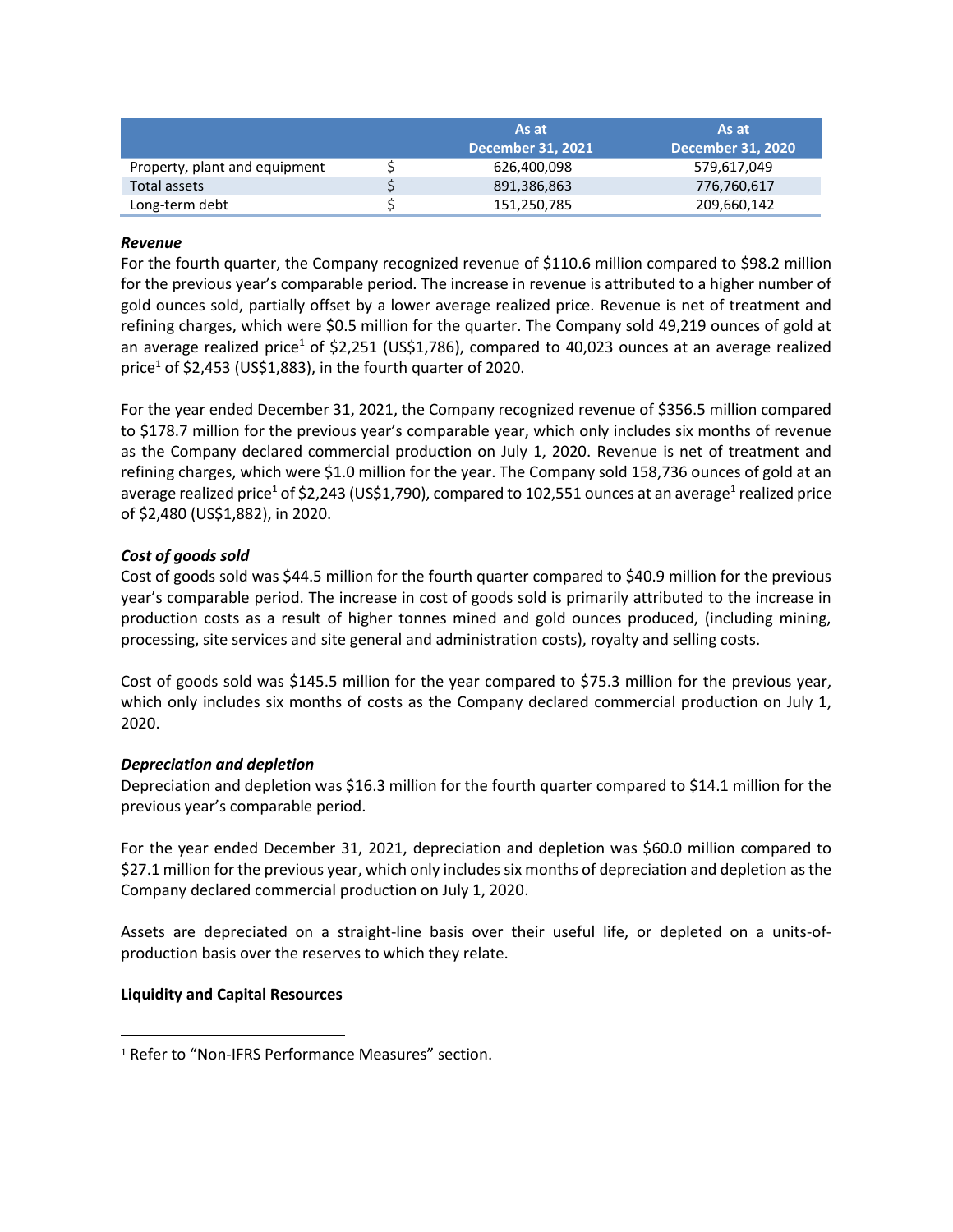| | | As at December 31, 2021 | As at December 31, 2020 |
|---|---|---|---|
| Property, plant and equipment | $ | 626,400,098 | 579,617,049 |
| Total assets | $ | 891,386,863 | 776,760,617 |
| Long-term debt | $ | 151,250,785 | 209,660,142 |

***Revenue***

For the fourth quarter, the Company recognized revenue of $110.6 million compared to $98.2 million for the previous year's comparable period. The increase in revenue is attributed to a higher number of gold ounces sold, partially offset by a lower average realized price. Revenue is net of treatment and refining charges, which were $0.5 million for the quarter. The Company sold 49,219 ounces of gold at an average realized price[1] of $2,251 (US$1,786), compared to 40,023 ounces at an average realized price[1] of $2,453 (US$1,883), in the fourth quarter of 2020.

For the year ended December 31, 2021, the Company recognized revenue of $356.5 million compared to $178.7 million for the previous year's comparable year, which only includes six months of revenue as the Company declared commercial production on July 1, 2020. Revenue is net of treatment and refining charges, which were $1.0 million for the year. The Company sold 158,736 ounces of gold at an average realized price[1] of $2,243 (US$1,790), compared to 102,551 ounces at an average[1] realized price of $2,480 (US$1,882), in 2020.

***Cost of goods sold***

Cost of goods sold was $44.5 million for the fourth quarter compared to $40.9 million for the previous year's comparable period. The increase in cost of goods sold is primarily attributed to the increase in production costs as a result of higher tonnes mined and gold ounces produced, (including mining, processing, site services and site general and administration costs), royalty and selling costs.

Cost of goods sold was $145.5 million for the year compared to $75.3 million for the previous year, which only includes six months of costs as the Company declared commercial production on July 1, 2020.

***Depreciation and depletion***

Depreciation and depletion was $16.3 million for the fourth quarter compared to $14.1 million for the previous year's comparable period.

For the year ended December 31, 2021, depreciation and depletion was $60.0 million compared to $27.1 million for the previous year, which only includes six months of depreciation and depletion as the Company declared commercial production on July 1, 2020.

Assets are depreciated on a straight-line basis over their useful life, or depleted on a units-of-production basis over the reserves to which they relate.

**Liquidity and Capital Resources**

[1] Refer to "Non-IFRS Performance Measures" section.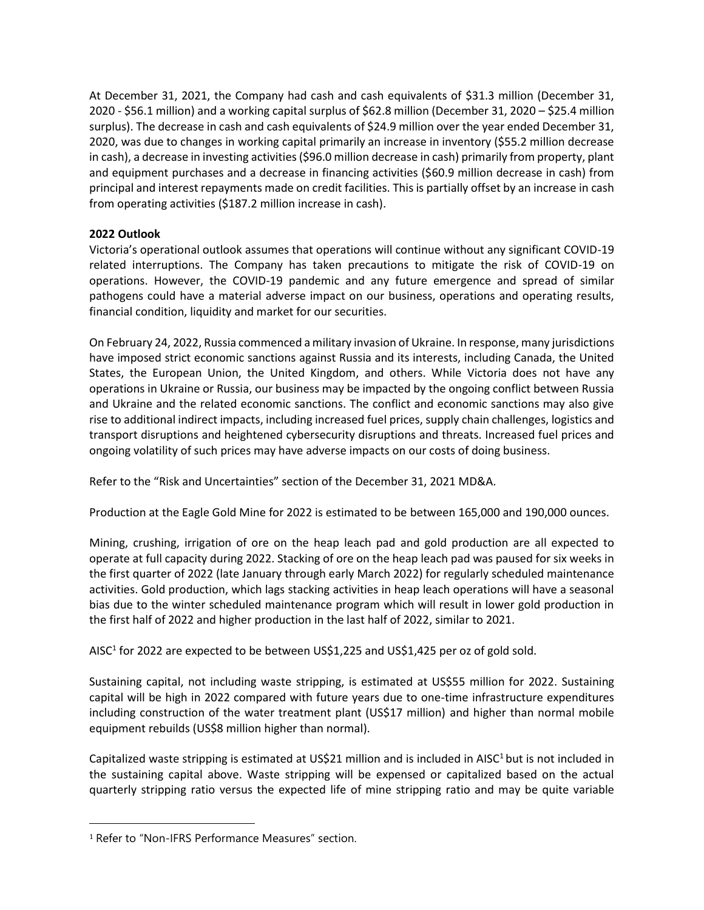At December 31, 2021, the Company had cash and cash equivalents of $31.3 million (December 31, 2020 - $56.1 million) and a working capital surplus of $62.8 million (December 31, 2020 – $25.4 million surplus). The decrease in cash and cash equivalents of $24.9 million over the year ended December 31, 2020, was due to changes in working capital primarily an increase in inventory ($55.2 million decrease in cash), a decrease in investing activities ($96.0 million decrease in cash) primarily from property, plant and equipment purchases and a decrease in financing activities ($60.9 million decrease in cash) from principal and interest repayments made on credit facilities. This is partially offset by an increase in cash from operating activities ($187.2 million increase in cash).

**2022 Outlook**

Victoria's operational outlook assumes that operations will continue without any significant COVID-19 related interruptions. The Company has taken precautions to mitigate the risk of COVID-19 on operations. However, the COVID-19 pandemic and any future emergence and spread of similar pathogens could have a material adverse impact on our business, operations and operating results, financial condition, liquidity and market for our securities.

On February 24, 2022, Russia commenced a military invasion of Ukraine. In response, many jurisdictions have imposed strict economic sanctions against Russia and its interests, including Canada, the United States, the European Union, the United Kingdom, and others. While Victoria does not have any operations in Ukraine or Russia, our business may be impacted by the ongoing conflict between Russia and Ukraine and the related economic sanctions. The conflict and economic sanctions may also give rise to additional indirect impacts, including increased fuel prices, supply chain challenges, logistics and transport disruptions and heightened cybersecurity disruptions and threats. Increased fuel prices and ongoing volatility of such prices may have adverse impacts on our costs of doing business.

Refer to the "Risk and Uncertainties" section of the December 31, 2021 MD&A.

Production at the Eagle Gold Mine for 2022 is estimated to be between 165,000 and 190,000 ounces.

Mining, crushing, irrigation of ore on the heap leach pad and gold production are all expected to operate at full capacity during 2022. Stacking of ore on the heap leach pad was paused for six weeks in the first quarter of 2022 (late January through early March 2022) for regularly scheduled maintenance activities. Gold production, which lags stacking activities in heap leach operations will have a seasonal bias due to the winter scheduled maintenance program which will result in lower gold production in the first half of 2022 and higher production in the last half of 2022, similar to 2021.

AISC[1] for 2022 are expected to be between US$1,225 and US$1,425 per oz of gold sold.

Sustaining capital, not including waste stripping, is estimated at US$55 million for 2022. Sustaining capital will be high in 2022 compared with future years due to one-time infrastructure expenditures including construction of the water treatment plant (US$17 million) and higher than normal mobile equipment rebuilds (US$8 million higher than normal).

Capitalized waste stripping is estimated at US$21 million and is included in AISC[1] but is not included in the sustaining capital above. Waste stripping will be expensed or capitalized based on the actual quarterly stripping ratio versus the expected life of mine stripping ratio and may be quite variable

---

[1] Refer to "Non-IFRS Performance Measures" section.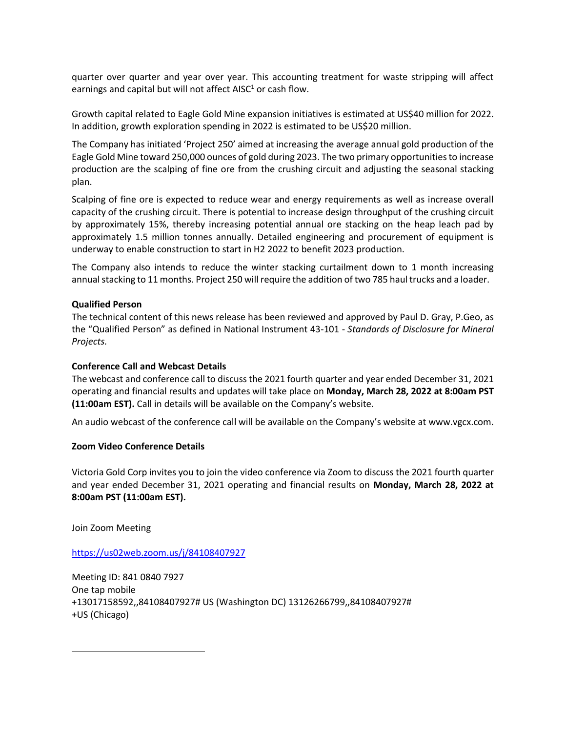quarter over quarter and year over year. This accounting treatment for waste stripping will affect earnings and capital but will not affect AISC[1] or cash flow.

Growth capital related to Eagle Gold Mine expansion initiatives is estimated at US$40 million for 2022. In addition, growth exploration spending in 2022 is estimated to be US$20 million.

The Company has initiated 'Project 250' aimed at increasing the average annual gold production of the Eagle Gold Mine toward 250,000 ounces of gold during 2023. The two primary opportunities to increase production are the scalping of fine ore from the crushing circuit and adjusting the seasonal stacking plan.

Scalping of fine ore is expected to reduce wear and energy requirements as well as increase overall capacity of the crushing circuit. There is potential to increase design throughput of the crushing circuit by approximately 15%, thereby increasing potential annual ore stacking on the heap leach pad by approximately 1.5 million tonnes annually. Detailed engineering and procurement of equipment is underway to enable construction to start in H2 2022 to benefit 2023 production.

The Company also intends to reduce the winter stacking curtailment down to 1 month increasing annual stacking to 11 months. Project 250 will require the addition of two 785 haul trucks and a loader.

**Qualified Person**
The technical content of this news release has been reviewed and approved by Paul D. Gray, P.Geo, as the "Qualified Person" as defined in National Instrument 43-101 - *Standards of Disclosure for Mineral Projects.*

**Conference Call and Webcast Details**
The webcast and conference call to discuss the 2021 fourth quarter and year ended December 31, 2021 operating and financial results and updates will take place on **Monday, March 28, 2022 at 8:00am PST (11:00am EST).** Call in details will be available on the Company's website.

An audio webcast of the conference call will be available on the Company's website at www.vgcx.com.

**Zoom Video Conference Details**

Victoria Gold Corp invites you to join the video conference via Zoom to discuss the 2021 fourth quarter and year ended December 31, 2021 operating and financial results on **Monday, March 28, 2022 at 8:00am PST (11:00am EST).**

Join Zoom Meeting

https://us02web.zoom.us/j/84108407927

Meeting ID: 841 0840 7927
One tap mobile
+13017158592,,84108407927# US (Washington DC) 13126266799,,84108407927#
+US (Chicago)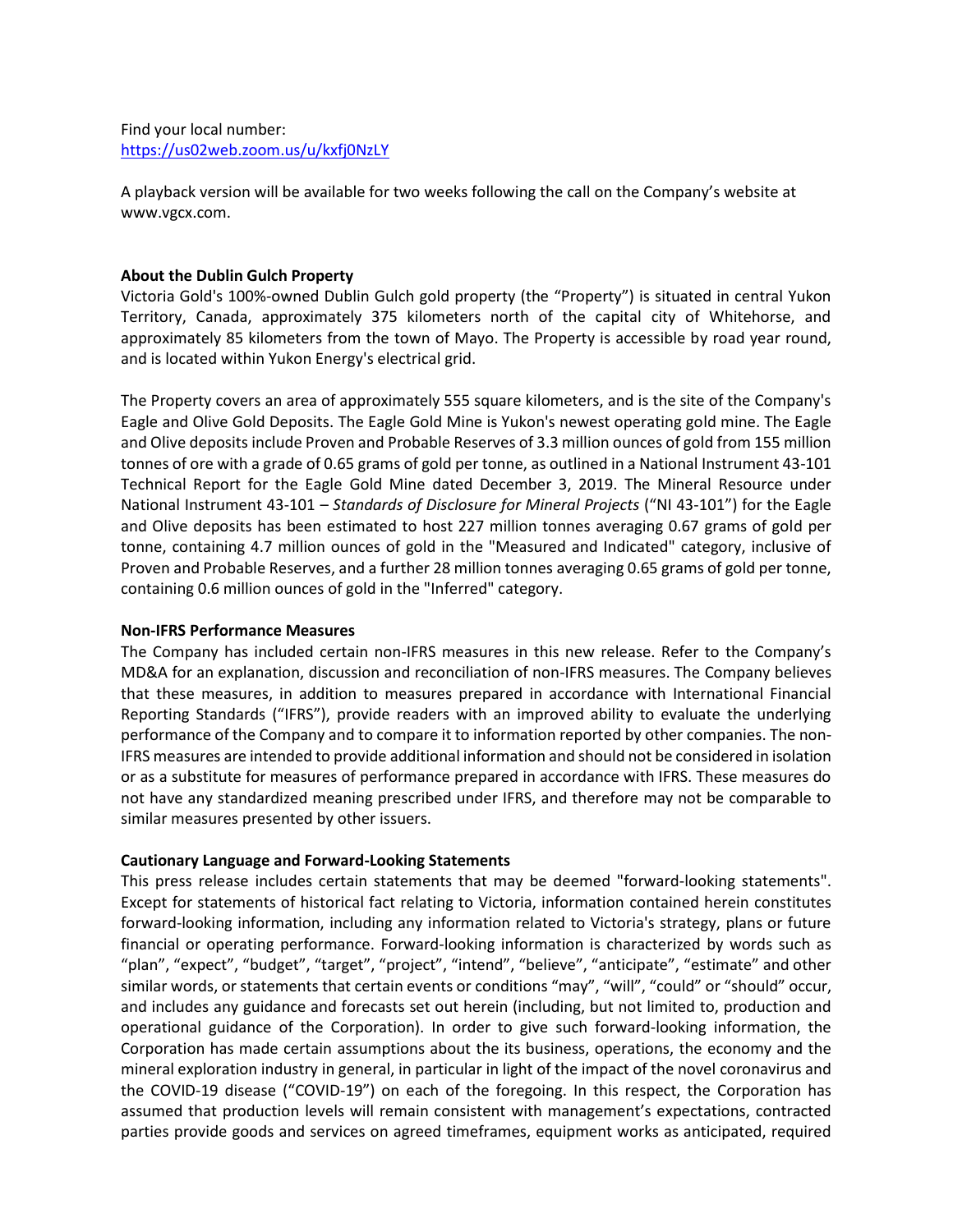Find your local number:
https://us02web.zoom.us/u/kxfj0NzLY

A playback version will be available for two weeks following the call on the Company's website at www.vgcx.com.

**About the Dublin Gulch Property**

Victoria Gold's 100%-owned Dublin Gulch gold property (the "Property") is situated in central Yukon Territory, Canada, approximately 375 kilometers north of the capital city of Whitehorse, and approximately 85 kilometers from the town of Mayo. The Property is accessible by road year round, and is located within Yukon Energy's electrical grid.

The Property covers an area of approximately 555 square kilometers, and is the site of the Company's Eagle and Olive Gold Deposits. The Eagle Gold Mine is Yukon's newest operating gold mine. The Eagle and Olive deposits include Proven and Probable Reserves of 3.3 million ounces of gold from 155 million tonnes of ore with a grade of 0.65 grams of gold per tonne, as outlined in a National Instrument 43-101 Technical Report for the Eagle Gold Mine dated December 3, 2019. The Mineral Resource under National Instrument 43-101 – *Standards of Disclosure for Mineral Projects* ("NI 43-101") for the Eagle and Olive deposits has been estimated to host 227 million tonnes averaging 0.67 grams of gold per tonne, containing 4.7 million ounces of gold in the "Measured and Indicated" category, inclusive of Proven and Probable Reserves, and a further 28 million tonnes averaging 0.65 grams of gold per tonne, containing 0.6 million ounces of gold in the "Inferred" category.

**Non-IFRS Performance Measures**

The Company has included certain non-IFRS measures in this new release. Refer to the Company's MD&A for an explanation, discussion and reconciliation of non-IFRS measures. The Company believes that these measures, in addition to measures prepared in accordance with International Financial Reporting Standards ("IFRS"), provide readers with an improved ability to evaluate the underlying performance of the Company and to compare it to information reported by other companies. The non-IFRS measures are intended to provide additional information and should not be considered in isolation or as a substitute for measures of performance prepared in accordance with IFRS. These measures do not have any standardized meaning prescribed under IFRS, and therefore may not be comparable to similar measures presented by other issuers.

**Cautionary Language and Forward-Looking Statements**

This press release includes certain statements that may be deemed "forward-looking statements". Except for statements of historical fact relating to Victoria, information contained herein constitutes forward-looking information, including any information related to Victoria's strategy, plans or future financial or operating performance. Forward-looking information is characterized by words such as "plan", "expect", "budget", "target", "project", "intend", "believe", "anticipate", "estimate" and other similar words, or statements that certain events or conditions "may", "will", "could" or "should" occur, and includes any guidance and forecasts set out herein (including, but not limited to, production and operational guidance of the Corporation). In order to give such forward-looking information, the Corporation has made certain assumptions about the its business, operations, the economy and the mineral exploration industry in general, in particular in light of the impact of the novel coronavirus and the COVID-19 disease ("COVID-19") on each of the foregoing. In this respect, the Corporation has assumed that production levels will remain consistent with management's expectations, contracted parties provide goods and services on agreed timeframes, equipment works as anticipated, required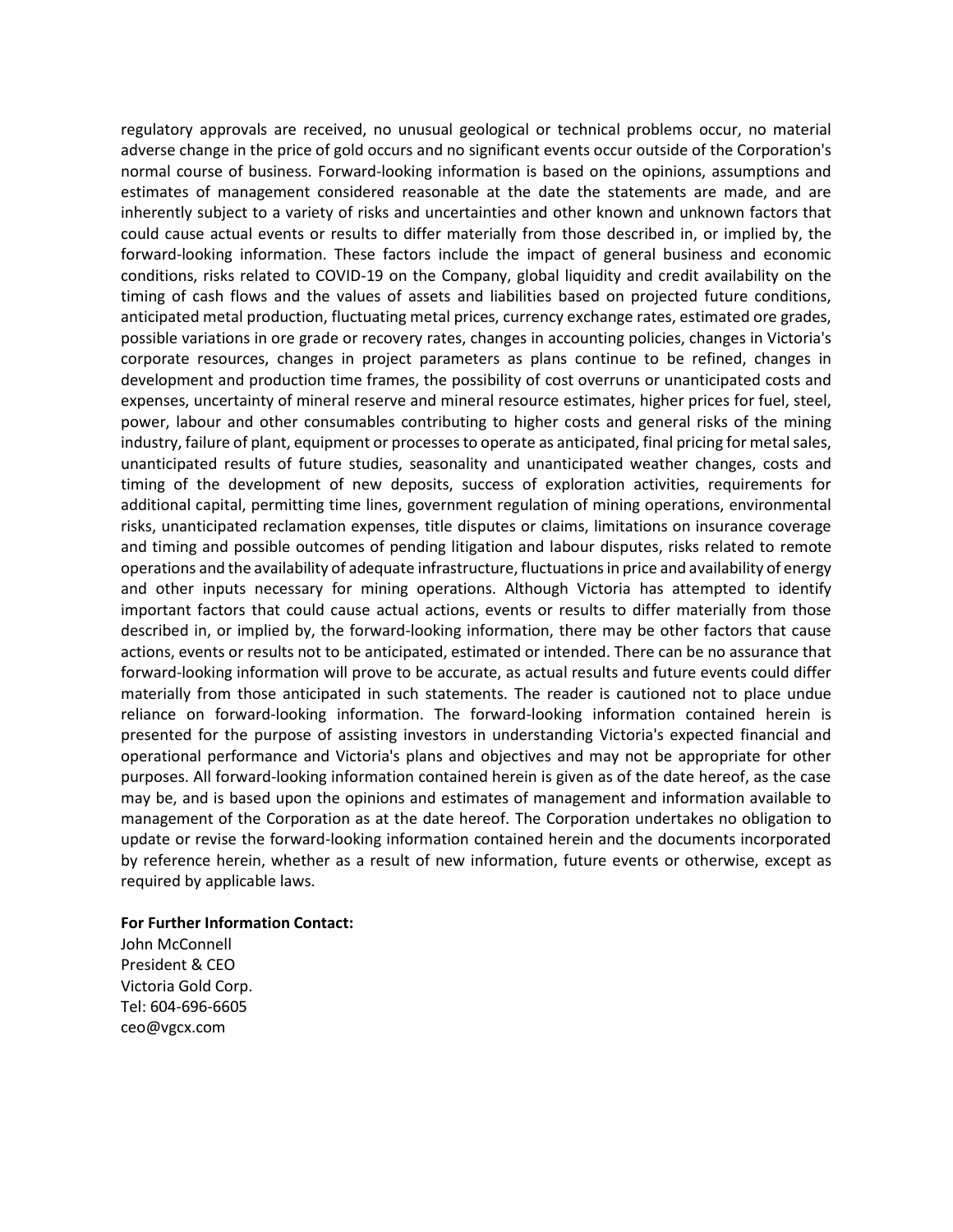regulatory approvals are received, no unusual geological or technical problems occur, no material adverse change in the price of gold occurs and no significant events occur outside of the Corporation's normal course of business. Forward-looking information is based on the opinions, assumptions and estimates of management considered reasonable at the date the statements are made, and are inherently subject to a variety of risks and uncertainties and other known and unknown factors that could cause actual events or results to differ materially from those described in, or implied by, the forward-looking information. These factors include the impact of general business and economic conditions, risks related to COVID-19 on the Company, global liquidity and credit availability on the timing of cash flows and the values of assets and liabilities based on projected future conditions, anticipated metal production, fluctuating metal prices, currency exchange rates, estimated ore grades, possible variations in ore grade or recovery rates, changes in accounting policies, changes in Victoria's corporate resources, changes in project parameters as plans continue to be refined, changes in development and production time frames, the possibility of cost overruns or unanticipated costs and expenses, uncertainty of mineral reserve and mineral resource estimates, higher prices for fuel, steel, power, labour and other consumables contributing to higher costs and general risks of the mining industry, failure of plant, equipment or processes to operate as anticipated, final pricing for metal sales, unanticipated results of future studies, seasonality and unanticipated weather changes, costs and timing of the development of new deposits, success of exploration activities, requirements for additional capital, permitting time lines, government regulation of mining operations, environmental risks, unanticipated reclamation expenses, title disputes or claims, limitations on insurance coverage and timing and possible outcomes of pending litigation and labour disputes, risks related to remote operations and the availability of adequate infrastructure, fluctuations in price and availability of energy and other inputs necessary for mining operations. Although Victoria has attempted to identify important factors that could cause actual actions, events or results to differ materially from those described in, or implied by, the forward-looking information, there may be other factors that cause actions, events or results not to be anticipated, estimated or intended. There can be no assurance that forward-looking information will prove to be accurate, as actual results and future events could differ materially from those anticipated in such statements. The reader is cautioned not to place undue reliance on forward-looking information. The forward-looking information contained herein is presented for the purpose of assisting investors in understanding Victoria's expected financial and operational performance and Victoria's plans and objectives and may not be appropriate for other purposes. All forward-looking information contained herein is given as of the date hereof, as the case may be, and is based upon the opinions and estimates of management and information available to management of the Corporation as at the date hereof. The Corporation undertakes no obligation to update or revise the forward-looking information contained herein and the documents incorporated by reference herein, whether as a result of new information, future events or otherwise, except as required by applicable laws.

**For Further Information Contact:**
John McConnell
President & CEO
Victoria Gold Corp.
Tel: 604-696-6605
ceo@vgcx.com